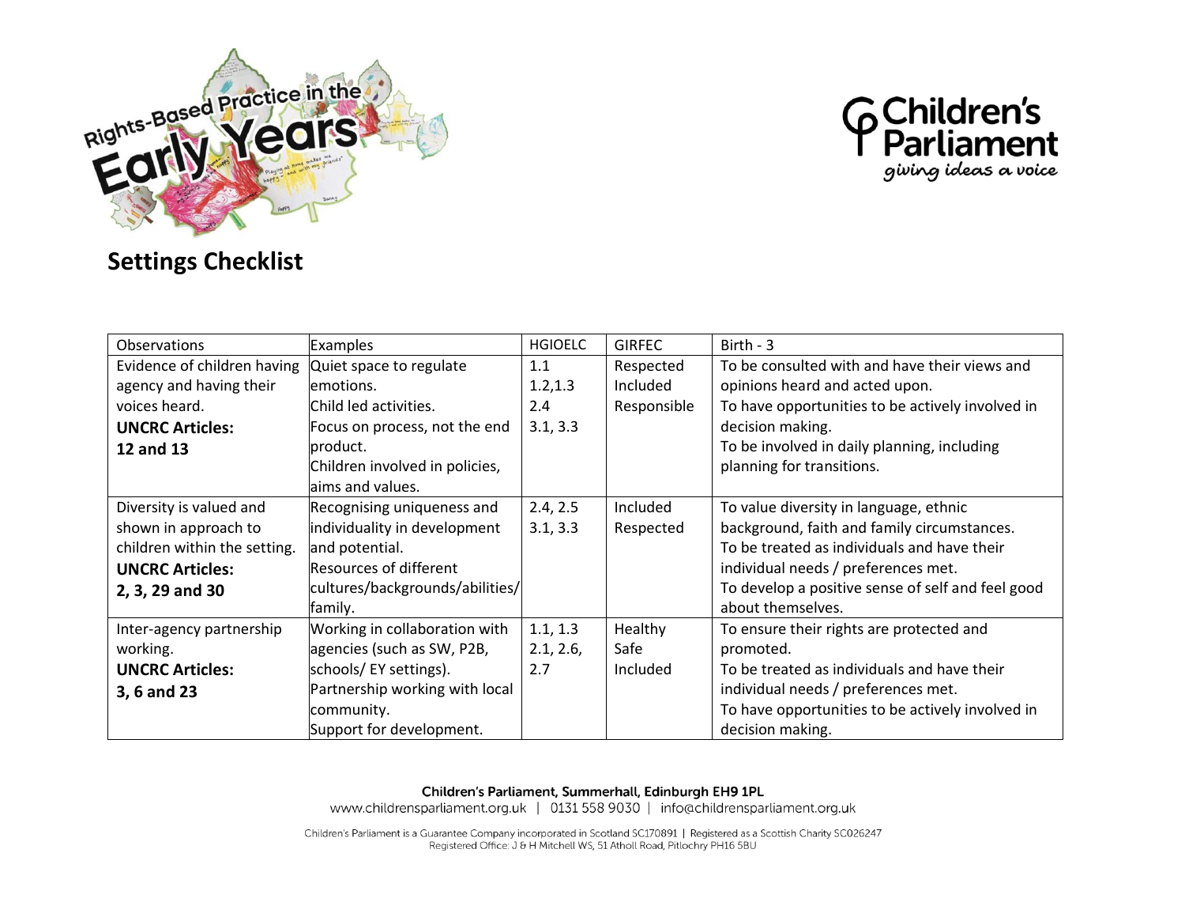## Settings Checklist

| Observations | Examples | HGIOELC | GIRFEC | Birth - 3 |
|---|---|---|---|---|
| Evidence of children having agency and having their voices heard.<br>**UNCRC Articles: 12 and 13** | Quiet space to regulate emotions.<br>Child led activities.<br>Focus on process, not the end product.<br>Children involved in policies, aims and values. | 1.1<br>1.2,1.3<br>2.4<br>3.1, 3.3 | Respected<br>Included<br>Responsible | To be consulted with and have their views and opinions heard and acted upon.<br>To have opportunities to be actively involved in decision making.<br>To be involved in daily planning, including planning for transitions. |
| Diversity is valued and shown in approach to children within the setting.<br>**UNCRC Articles: 2, 3, 29 and 30** | Recognising uniqueness and individuality in development and potential.<br>Resources of different cultures/backgrounds/abilities/family. | 2.4, 2.5<br>3.1, 3.3 | Included<br>Respected | To value diversity in language, ethnic background, faith and family circumstances.<br>To be treated as individuals and have their individual needs / preferences met.<br>To develop a positive sense of self and feel good about themselves. |
| Inter-agency partnership working.<br>**UNCRC Articles: 3, 6 and 23** | Working in collaboration with agencies (such as SW, P2B, schools/ EY settings).<br>Partnership working with local community.<br>Support for development. | 1.1, 1.3<br>2.1, 2.6,<br>2.7 | Healthy<br>Safe<br>Included | To ensure their rights are protected and promoted.<br>To be treated as individuals and have their individual needs / preferences met.<br>To have opportunities to be actively involved in decision making. |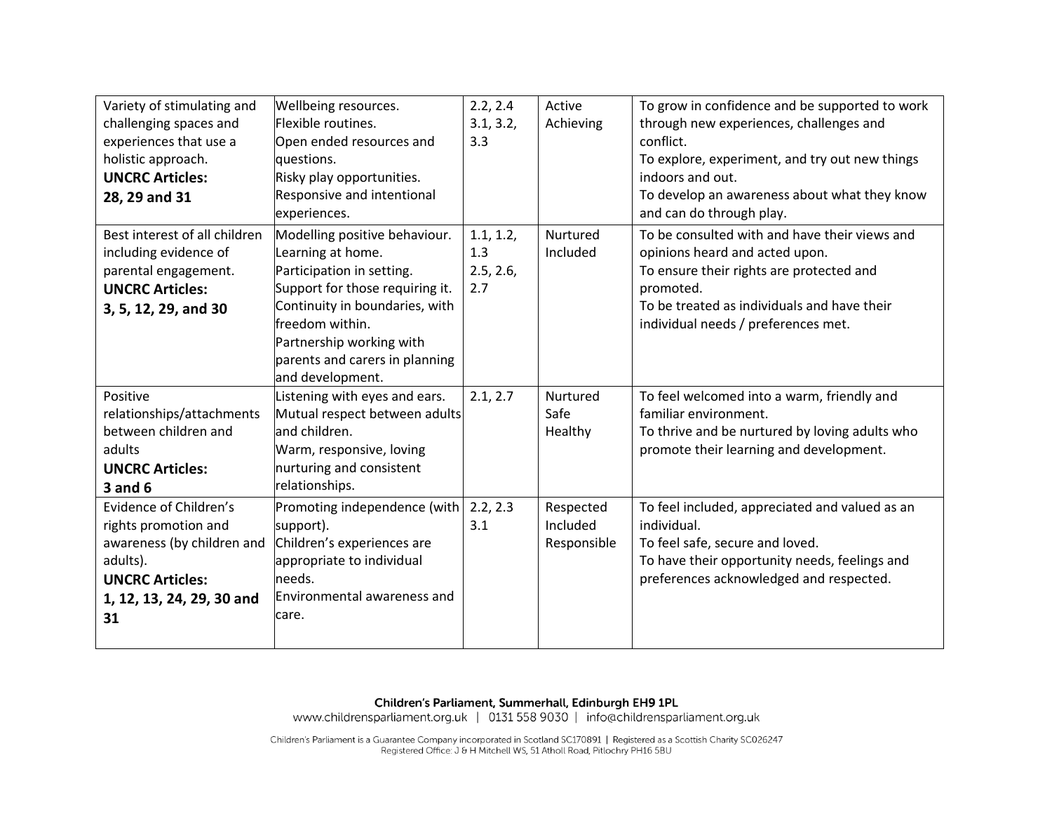| | | | | |
|---|---|---|---|---|
| Variety of stimulating and challenging spaces and experiences that use a holistic approach.<br>**UNCRC Articles:**<br>**28, 29 and 31** | Wellbeing resources.<br>Flexible routines.<br>Open ended resources and questions.<br>Risky play opportunities.<br>Responsive and intentional experiences. | 2.2, 2.4<br>3.1, 3.2,<br>3.3 | Active<br>Achieving | To grow in confidence and be supported to work through new experiences, challenges and conflict.<br>To explore, experiment, and try out new things indoors and out.<br>To develop an awareness about what they know and can do through play. |
| Best interest of all children including evidence of parental engagement.<br>**UNCRC Articles:**<br>**3, 5, 12, 29, and 30** | Modelling positive behaviour.<br>Learning at home.<br>Participation in setting.<br>Support for those requiring it.<br>Continuity in boundaries, with freedom within.<br>Partnership working with parents and carers in planning and development. | 1.1, 1.2,<br>1.3<br>2.5, 2.6,<br>2.7 | Nurtured<br>Included | To be consulted with and have their views and opinions heard and acted upon.<br>To ensure their rights are protected and promoted.<br>To be treated as individuals and have their individual needs / preferences met. |
| Positive relationships/attachments between children and adults<br>**UNCRC Articles:**<br>**3 and 6** | Listening with eyes and ears.<br>Mutual respect between adults and children.<br>Warm, responsive, loving nurturing and consistent relationships. | 2.1, 2.7 | Nurtured<br>Safe<br>Healthy | To feel welcomed into a warm, friendly and familiar environment.<br>To thrive and be nurtured by loving adults who promote their learning and development. |
| Evidence of Children's rights promotion and awareness (by children and adults).<br>**UNCRC Articles:**<br>**1, 12, 13, 24, 29, 30 and 31** | Promoting independence (with support).<br>Children's experiences are appropriate to individual needs.<br>Environmental awareness and care. | 2.2, 2.3<br>3.1 | Respected<br>Included<br>Responsible | To feel included, appreciated and valued as an individual.<br>To feel safe, secure and loved.<br>To have their opportunity needs, feelings and preferences acknowledged and respected. |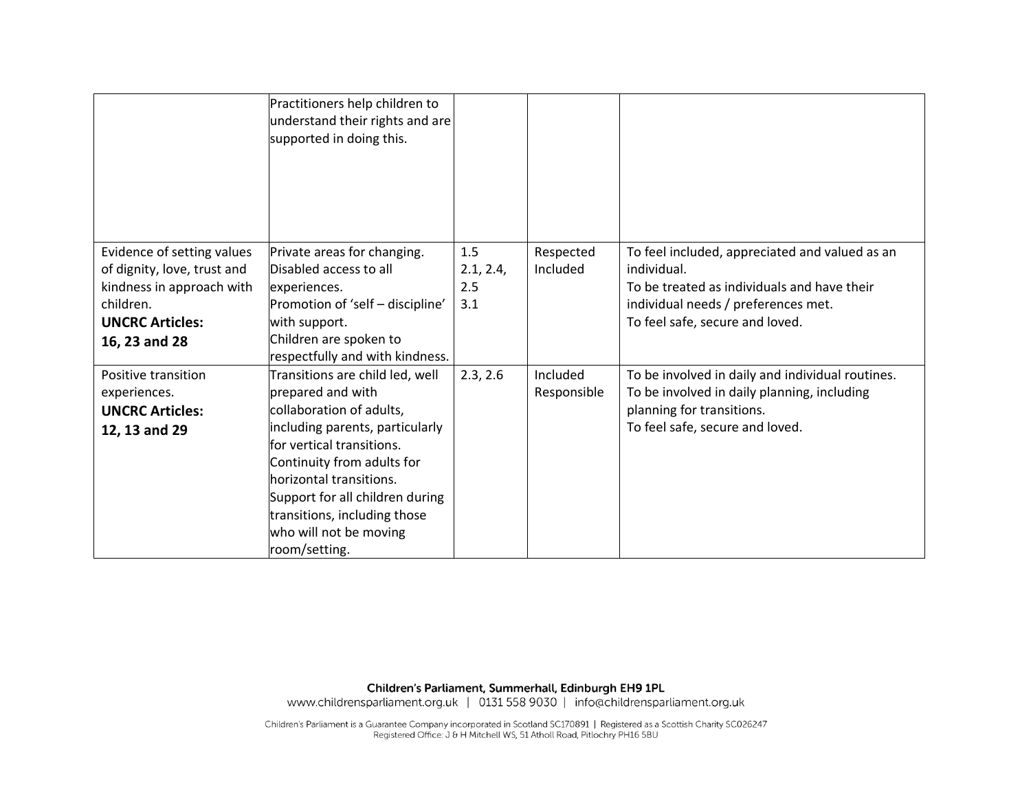| | | | | |
|---|---|---|---|---|
| | Practitioners help children to understand their rights and are supported in doing this. | | | |
| Evidence of setting values of dignity, love, trust and kindness in approach with children.<br>**UNCRC Articles: 16, 23 and 28** | Private areas for changing.<br>Disabled access to all experiences.<br>Promotion of 'self – discipline' with support.<br>Children are spoken to respectfully and with kindness. | 1.5<br>2.1, 2.4, 2.5<br>3.1 | Respected<br>Included | To feel included, appreciated and valued as an individual.<br>To be treated as individuals and have their individual needs / preferences met.<br>To feel safe, secure and loved. |
| Positive transition experiences.<br>**UNCRC Articles: 12, 13 and 29** | Transitions are child led, well prepared and with collaboration of adults, including parents, particularly for vertical transitions.<br>Continuity from adults for horizontal transitions.<br>Support for all children during transitions, including those who will not be moving room/setting. | 2.3, 2.6 | Included<br>Responsible | To be involved in daily and individual routines.<br>To be involved in daily planning, including planning for transitions.<br>To feel safe, secure and loved. |